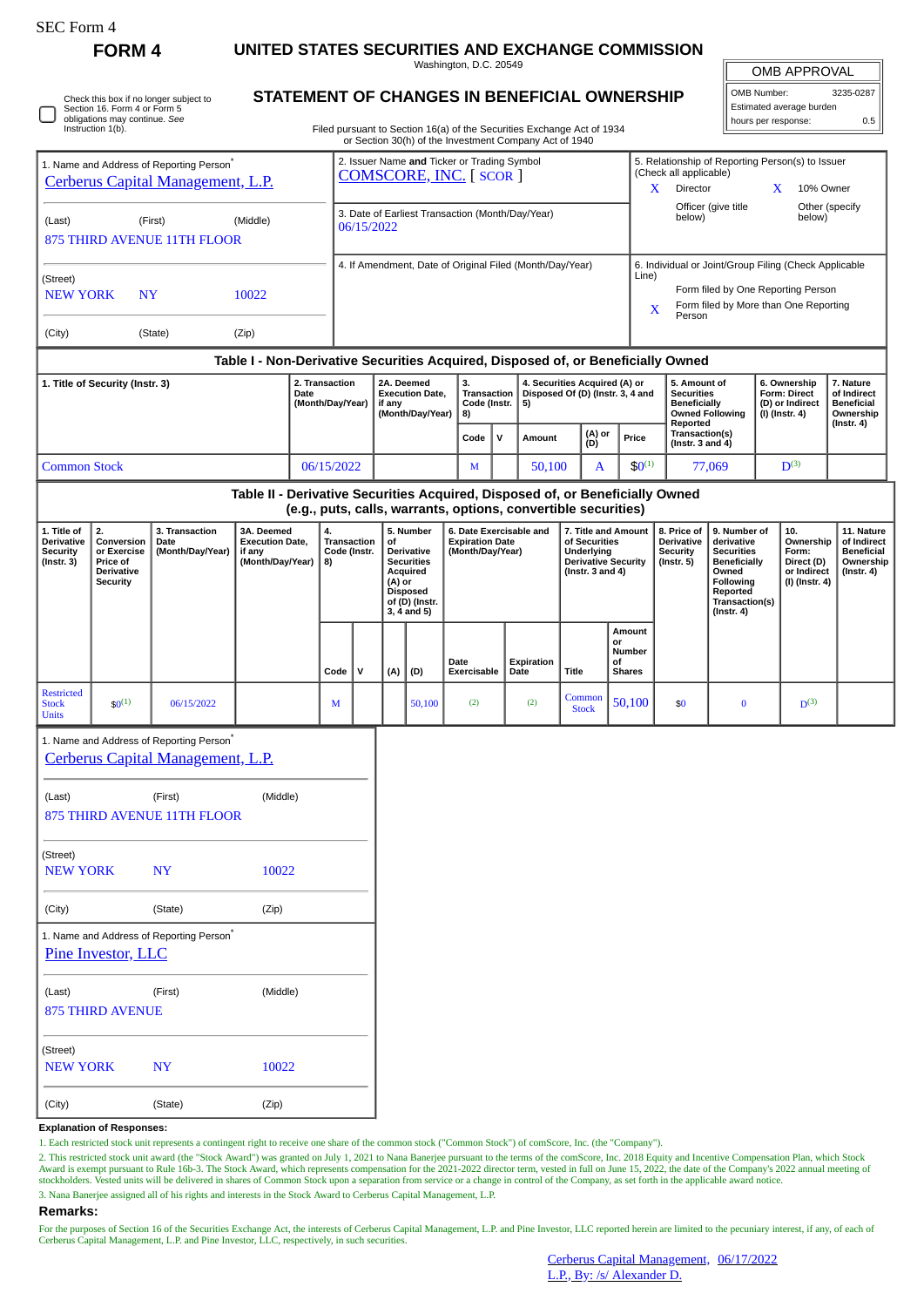SEC Form 4

# FORM 4

# UNITED STATES SECURITIES AND EXCHANGE COMMISSION

Washington, D.C. 20549

## STATEMENT OF CHANGES IN BENEFICIAL OWNERSHIP

Filed pursuant to Section 16(a) of the Securities Exchange Act of 1934 or Section 30(h) of the Investment Company Act of 1940

| OMB APPROVAL | |
|---|---|
| OMB Number: | 3235-0287 |
| Estimated average burden | |
| hours per response: | 0.5 |

☐ Check this box if no longer subject to Section 16. Form 4 or Form 5 obligations may continue. *See* Instruction 1(b).

1. Name and Address of Reporting Person*
Cerberus Capital Management, L.P.

(Last) (First) (Middle)
875 THIRD AVENUE 11TH FLOOR

(Street)
NEW YORK NY 10022

(City) (State) (Zip)

2. Issuer Name **and** Ticker or Trading Symbol
COMSCORE, INC. [ SCOR ]

3. Date of Earliest Transaction (Month/Day/Year)
06/15/2022

4. If Amendment, Date of Original Filed (Month/Day/Year)

5. Relationship of Reporting Person(s) to Issuer (Check all applicable)
X Director X 10% Owner
Officer (give title below) Other (specify below)

6. Individual or Joint/Group Filing (Check Applicable Line)
Form filed by One Reporting Person
X Form filed by More than One Reporting Person

### Table I - Non-Derivative Securities Acquired, Disposed of, or Beneficially Owned

| 1. Title of Security (Instr. 3) | 2. Transaction Date (Month/Day/Year) | 2A. Deemed Execution Date, if any (Month/Day/Year) | 3. Transaction Code (Instr. 8) | | 4. Securities Acquired (A) or Disposed Of (D) (Instr. 3, 4 and 5) | | | 5. Amount of Securities Beneficially Owned Following Reported Transaction(s) (Instr. 3 and 4) | 6. Ownership Form: Direct (D) or Indirect (I) (Instr. 4) | 7. Nature of Indirect Beneficial Ownership (Instr. 4) |
|---|---|---|---|---|---|---|---|---|---|---|
| | | | Code | V | Amount | (A) or (D) | Price | | | |
| Common Stock | 06/15/2022 | | M | | 50,100 | A | $0[1] | 77,069 | D[3] | |

### Table II - Derivative Securities Acquired, Disposed of, or Beneficially Owned (e.g., puts, calls, warrants, options, convertible securities)

| 1. Title of Derivative Security (Instr. 3) | 2. Conversion or Exercise Price of Derivative Security | 3. Transaction Date (Month/Day/Year) | 3A. Deemed Execution Date, if any (Month/Day/Year) | 4. Transaction Code (Instr. 8) | | 5. Number of Derivative Securities Acquired (A) or Disposed of (D) (Instr. 3, 4 and 5) | | 6. Date Exercisable and Expiration Date (Month/Day/Year) | | 7. Title and Amount of Securities Underlying Derivative Security (Instr. 3 and 4) | | 8. Price of Derivative Security (Instr. 5) | 9. Number of derivative Securities Beneficially Owned Following Reported Transaction(s) (Instr. 4) | 10. Ownership Form: Direct (D) or Indirect (I) (Instr. 4) | 11. Nature of Indirect Beneficial Ownership (Instr. 4) |
|---|---|---|---|---|---|---|---|---|---|---|---|---|---|---|---|
| | | | | Code | V | (A) | (D) | Date Exercisable | Expiration Date | Title | Amount or Number of Shares | | | | |
| Restricted Stock Units | $0[1] | 06/15/2022 | | M | | | 50,100 | (2) | (2) | Common Stock | 50,100 | $0 | 0 | D[3] | |

1. Name and Address of Reporting Person*
Cerberus Capital Management, L.P.

(Last) (First) (Middle)
875 THIRD AVENUE 11TH FLOOR

(Street)
NEW YORK NY 10022

(City) (State) (Zip)

1. Name and Address of Reporting Person*
Pine Investor, LLC

(Last) (First) (Middle)
875 THIRD AVENUE

(Street)
NEW YORK NY 10022

(City) (State) (Zip)

**Explanation of Responses:**

1. Each restricted stock unit represents a contingent right to receive one share of the common stock ("Common Stock") of comScore, Inc. (the "Company").
2. This restricted stock unit award (the "Stock Award") was granted on July 1, 2021 to Nana Banerjee pursuant to the terms of the comScore, Inc. 2018 Equity and Incentive Compensation Plan, which Stock Award is exempt pursuant to Rule 16b-3. The Stock Award, which represents compensation for the 2021-2022 director term, vested in full on June 15, 2022, the date of the Company's 2022 annual meeting of stockholders. Vested units will be delivered in shares of Common Stock upon a separation from service or a change in control of the Company, as set forth in the applicable award notice.
3. Nana Banerjee assigned all of his rights and interests in the Stock Award to Cerberus Capital Management, L.P.

**Remarks:**

For the purposes of Section 16 of the Securities Exchange Act, the interests of Cerberus Capital Management, L.P. and Pine Investor, LLC reported herein are limited to the pecuniary interest, if any, of each of Cerberus Capital Management, L.P. and Pine Investor, LLC, respectively, in such securities.

Cerberus Capital Management, L.P., By: /s/ Alexander D. 06/17/2022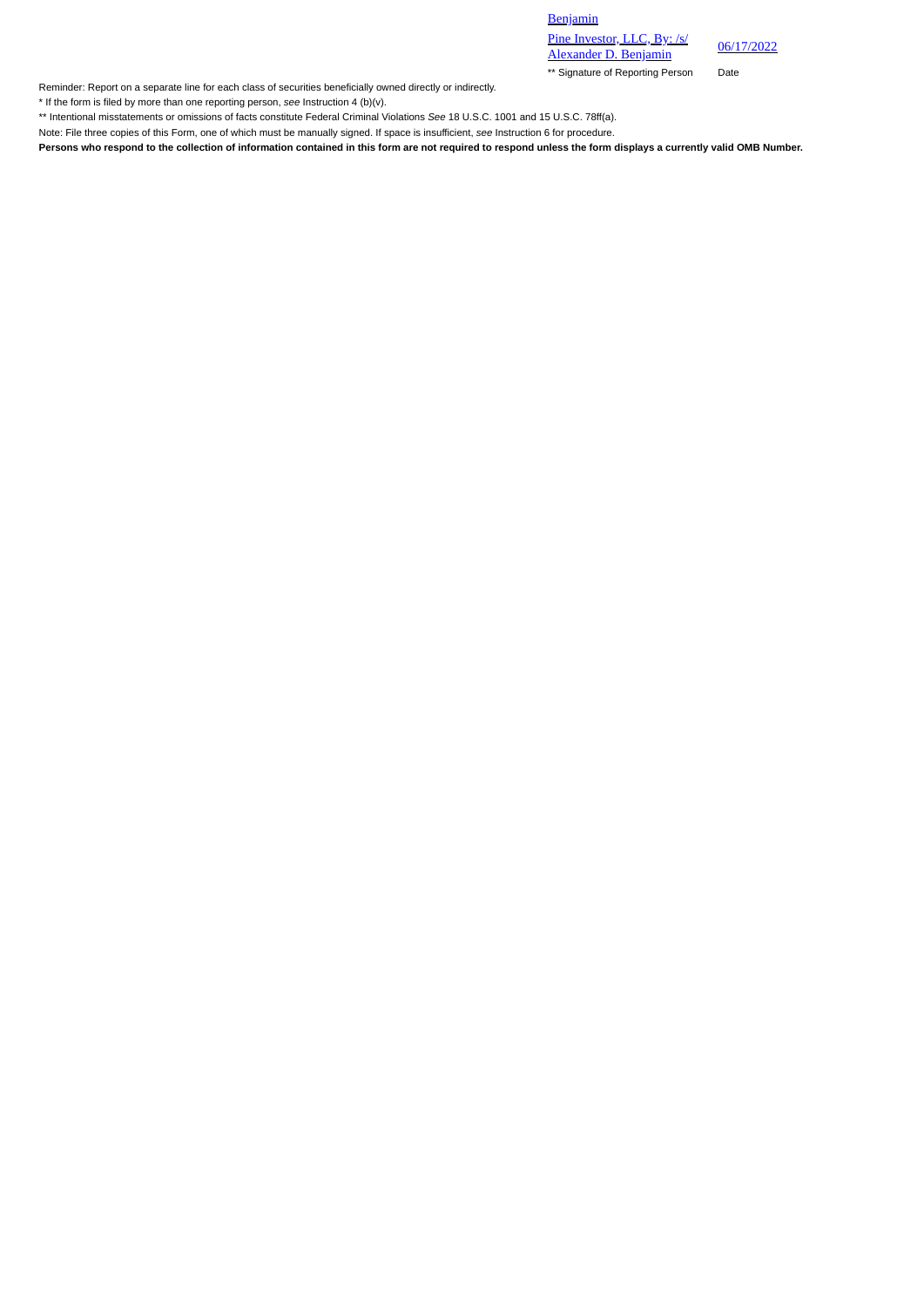Benjamin

| | |
|---|---|
| Pine Investor, LLC, By: /s/ Alexander D. Benjamin | 06/17/2022 |
| ** Signature of Reporting Person | Date |

Reminder: Report on a separate line for each class of securities beneficially owned directly or indirectly.

* If the form is filed by more than one reporting person, *see* Instruction 4 (b)(v).

** Intentional misstatements or omissions of facts constitute Federal Criminal Violations *See* 18 U.S.C. 1001 and 15 U.S.C. 78ff(a).

Note: File three copies of this Form, one of which must be manually signed. If space is insufficient, *see* Instruction 6 for procedure.

**Persons who respond to the collection of information contained in this form are not required to respond unless the form displays a currently valid OMB Number.**